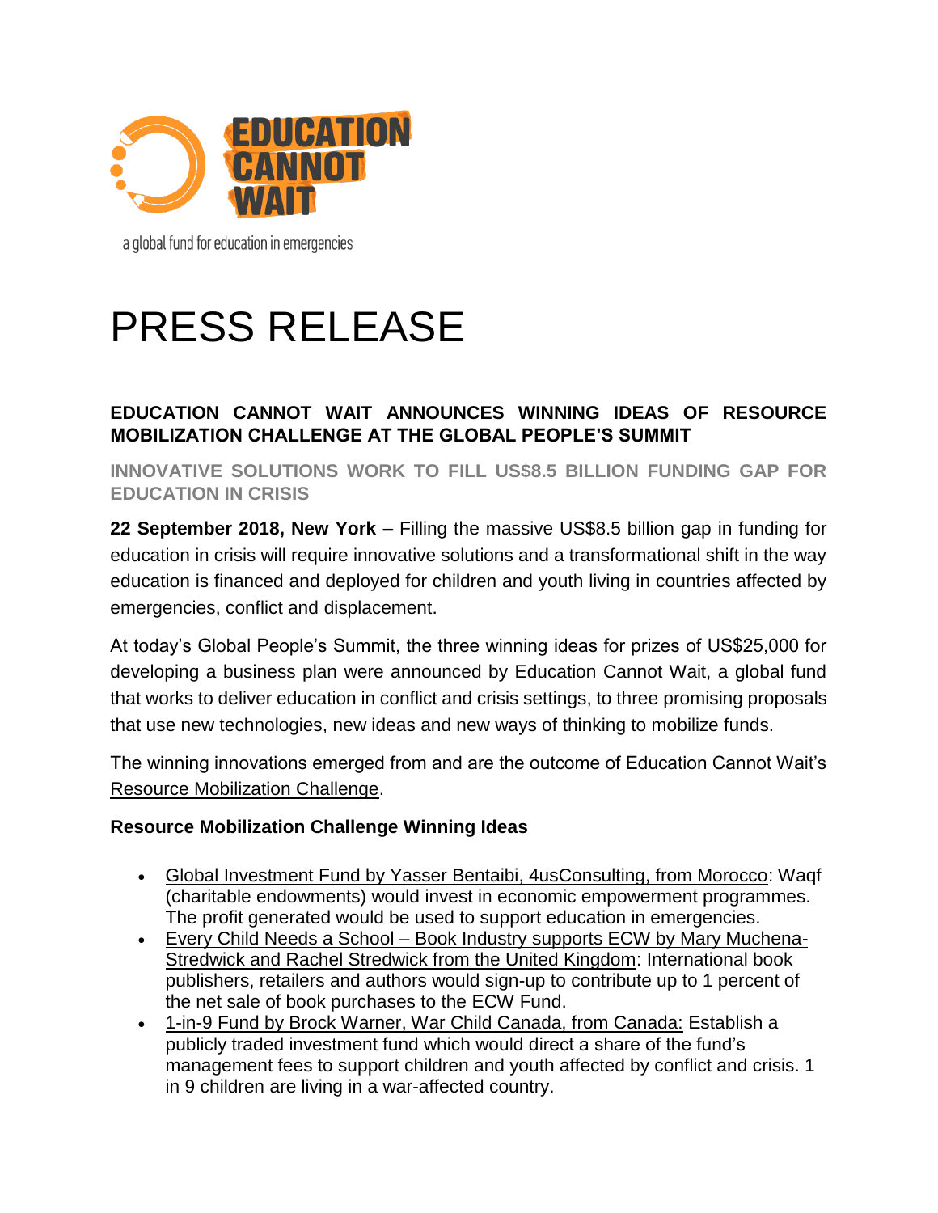EDUCATION CANNOT WAIT

a global fund for education in emergencies

# PRESS RELEASE

## EDUCATION CANNOT WAIT ANNOUNCES WINNING IDEAS OF RESOURCE MOBILIZATION CHALLENGE AT THE GLOBAL PEOPLE'S SUMMIT

### INNOVATIVE SOLUTIONS WORK TO FILL US$8.5 BILLION FUNDING GAP FOR EDUCATION IN CRISIS

**22 September 2018, New York –** Filling the massive US$8.5 billion gap in funding for education in crisis will require innovative solutions and a transformational shift in the way education is financed and deployed for children and youth living in countries affected by emergencies, conflict and displacement.

At today's Global People's Summit, the three winning ideas for prizes of US$25,000 for developing a business plan were announced by Education Cannot Wait, a global fund that works to deliver education in conflict and crisis settings, to three promising proposals that use new technologies, new ideas and new ways of thinking to mobilize funds.

The winning innovations emerged from and are the outcome of Education Cannot Wait's Resource Mobilization Challenge.

**Resource Mobilization Challenge Winning Ideas**

- Global Investment Fund by Yasser Bentaibi, 4usConsulting, from Morocco: Waqf (charitable endowments) would invest in economic empowerment programmes. The profit generated would be used to support education in emergencies.
- Every Child Needs a School – Book Industry supports ECW by Mary Muchena-Stredwick and Rachel Stredwick from the United Kingdom: International book publishers, retailers and authors would sign-up to contribute up to 1 percent of the net sale of book purchases to the ECW Fund.
- 1-in-9 Fund by Brock Warner, War Child Canada, from Canada: Establish a publicly traded investment fund which would direct a share of the fund's management fees to support children and youth affected by conflict and crisis. 1 in 9 children are living in a war-affected country.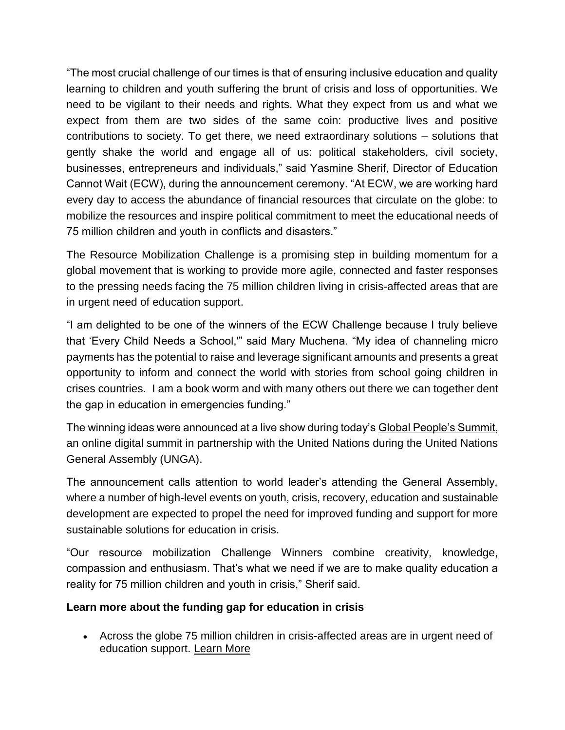"The most crucial challenge of our times is that of ensuring inclusive education and quality learning to children and youth suffering the brunt of crisis and loss of opportunities. We need to be vigilant to their needs and rights. What they expect from us and what we expect from them are two sides of the same coin: productive lives and positive contributions to society. To get there, we need extraordinary solutions – solutions that gently shake the world and engage all of us: political stakeholders, civil society, businesses, entrepreneurs and individuals," said Yasmine Sherif, Director of Education Cannot Wait (ECW), during the announcement ceremony. "At ECW, we are working hard every day to access the abundance of financial resources that circulate on the globe: to mobilize the resources and inspire political commitment to meet the educational needs of 75 million children and youth in conflicts and disasters."

The Resource Mobilization Challenge is a promising step in building momentum for a global movement that is working to provide more agile, connected and faster responses to the pressing needs facing the 75 million children living in crisis-affected areas that are in urgent need of education support.

"I am delighted to be one of the winners of the ECW Challenge because I truly believe that 'Every Child Needs a School,'" said Mary Muchena. "My idea of channeling micro payments has the potential to raise and leverage significant amounts and presents a great opportunity to inform and connect the world with stories from school going children in crises countries. I am a book worm and with many others out there we can together dent the gap in education in emergencies funding."

The winning ideas were announced at a live show during today's Global People's Summit, an online digital summit in partnership with the United Nations during the United Nations General Assembly (UNGA).

The announcement calls attention to world leader's attending the General Assembly, where a number of high-level events on youth, crisis, recovery, education and sustainable development are expected to propel the need for improved funding and support for more sustainable solutions for education in crisis.

"Our resource mobilization Challenge Winners combine creativity, knowledge, compassion and enthusiasm. That's what we need if we are to make quality education a reality for 75 million children and youth in crisis," Sherif said.

**Learn more about the funding gap for education in crisis**

- Across the globe 75 million children in crisis-affected areas are in urgent need of education support. Learn More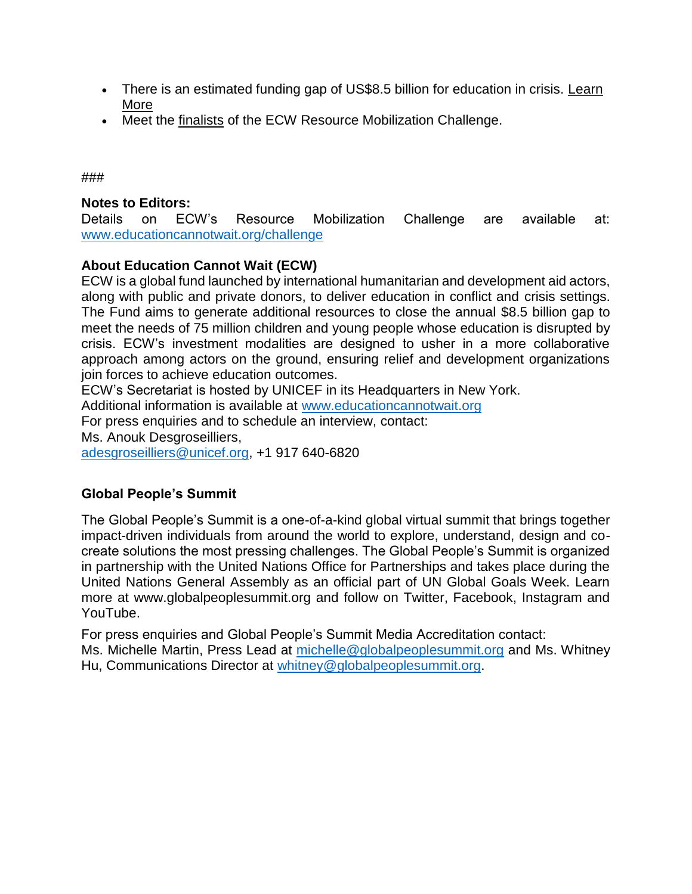- There is an estimated funding gap of US$8.5 billion for education in crisis. Learn More
- Meet the finalists of the ECW Resource Mobilization Challenge.

###

**Notes to Editors:**
Details on ECW's Resource Mobilization Challenge are available at: www.educationcannotwait.org/challenge

**About Education Cannot Wait (ECW)**
ECW is a global fund launched by international humanitarian and development aid actors, along with public and private donors, to deliver education in conflict and crisis settings. The Fund aims to generate additional resources to close the annual $8.5 billion gap to meet the needs of 75 million children and young people whose education is disrupted by crisis. ECW's investment modalities are designed to usher in a more collaborative approach among actors on the ground, ensuring relief and development organizations join forces to achieve education outcomes.
ECW's Secretariat is hosted by UNICEF in its Headquarters in New York.
Additional information is available at www.educationcannotwait.org
For press enquiries and to schedule an interview, contact:
Ms. Anouk Desgroseilliers,
adesgroseilliers@unicef.org, +1 917 640-6820

**Global People's Summit**

The Global People's Summit is a one-of-a-kind global virtual summit that brings together impact-driven individuals from around the world to explore, understand, design and co-create solutions the most pressing challenges. The Global People's Summit is organized in partnership with the United Nations Office for Partnerships and takes place during the United Nations General Assembly as an official part of UN Global Goals Week. Learn more at www.globalpeoplesummit.org and follow on Twitter, Facebook, Instagram and YouTube.

For press enquiries and Global People's Summit Media Accreditation contact:
Ms. Michelle Martin, Press Lead at michelle@globalpeoplesummit.org and Ms. Whitney Hu, Communications Director at whitney@globalpeoplesummit.org.